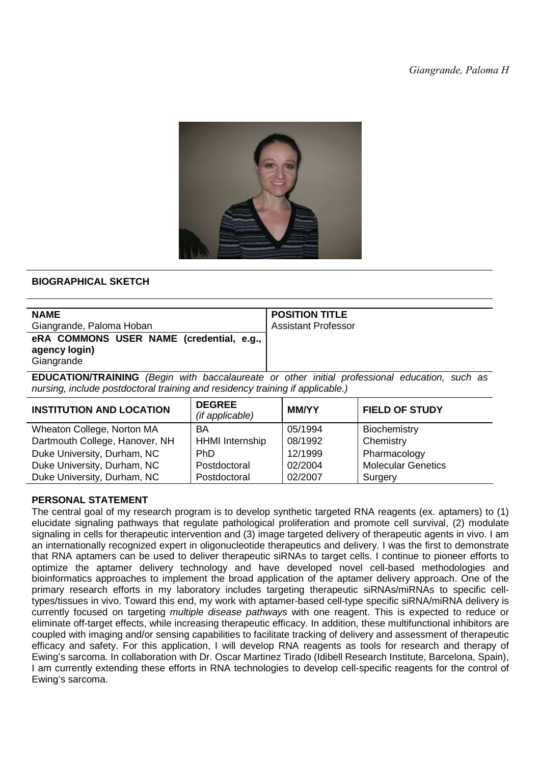## BIOGRAPHICAL SKETCH

| NAME | POSITION TITLE |
|---|---|
| Giangrande, Paloma Hoban | Assistant Professor |
| **eRA COMMONS USER NAME (credential, e.g., agency login)**<br>Giangrande | |

**EDUCATION/TRAINING** *(Begin with baccalaureate or other initial professional education, such as nursing, include postdoctoral training and residency training if applicable.)*

| INSTITUTION AND LOCATION | DEGREE *(if applicable)* | MM/YY | FIELD OF STUDY |
|---|---|---|---|
| Wheaton College, Norton MA | BA | 05/1994 | Biochemistry |
| Dartmouth College, Hanover, NH | HHMI Internship | 08/1992 | Chemistry |
| Duke University, Durham, NC | PhD | 12/1999 | Pharmacology |
| Duke University, Durham, NC | Postdoctoral | 02/2004 | Molecular Genetics |
| Duke University, Durham, NC | Postdoctoral | 02/2007 | Surgery |

### PERSONAL STATEMENT

The central goal of my research program is to develop synthetic targeted RNA reagents (ex. aptamers) to (1) elucidate signaling pathways that regulate pathological proliferation and promote cell survival, (2) modulate signaling in cells for therapeutic intervention and (3) image targeted delivery of therapeutic agents in vivo. I am an internationally recognized expert in oligonucleotide therapeutics and delivery. I was the first to demonstrate that RNA aptamers can be used to deliver therapeutic siRNAs to target cells. I continue to pioneer efforts to optimize the aptamer delivery technology and have developed novel cell-based methodologies and bioinformatics approaches to implement the broad application of the aptamer delivery approach. One of the primary research efforts in my laboratory includes targeting therapeutic siRNAs/miRNAs to specific cell-types/tissues in vivo. Toward this end, my work with aptamer-based cell-type specific siRNA/miRNA delivery is currently focused on targeting *multiple disease pathways* with one reagent. This is expected to reduce or eliminate off-target effects, while increasing therapeutic efficacy. In addition, these multifunctional inhibitors are coupled with imaging and/or sensing capabilities to facilitate tracking of delivery and assessment of therapeutic efficacy and safety. For this application, I will develop RNA reagents as tools for research and therapy of Ewing's sarcoma. In collaboration with Dr. Oscar Martinez Tirado (Idibell Research Institute, Barcelona, Spain), I am currently extending these efforts in RNA technologies to develop cell-specific reagents for the control of Ewing's sarcoma.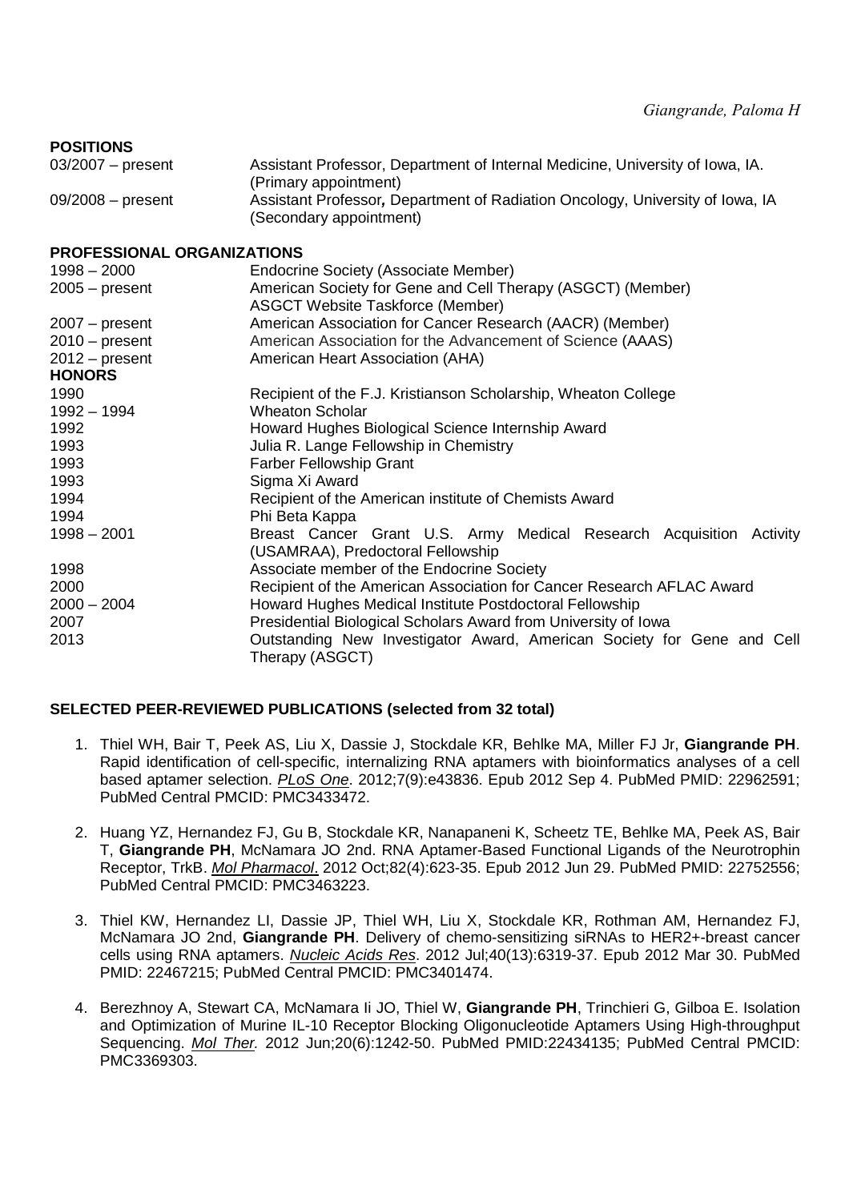## POSITIONS

| | |
|---|---|
| 03/2007 – present | Assistant Professor, Department of Internal Medicine, University of Iowa, IA. (Primary appointment) |
| 09/2008 – present | Assistant Professor**,** Department of Radiation Oncology, University of Iowa, IA (Secondary appointment) |

## PROFESSIONAL ORGANIZATIONS

| | |
|---|---|
| 1998 – 2000 | Endocrine Society (Associate Member) |
| 2005 – present | American Society for Gene and Cell Therapy (ASGCT) (Member) ASGCT Website Taskforce (Member) |
| 2007 – present | American Association for Cancer Research (AACR) (Member) |
| 2010 – present | American Association for the Advancement of Science (AAAS) |
| 2012 – present | American Heart Association (AHA) |

## HONORS

| | |
|---|---|
| 1990 | Recipient of the F.J. Kristianson Scholarship, Wheaton College |
| 1992 – 1994 | Wheaton Scholar |
| 1992 | Howard Hughes Biological Science Internship Award |
| 1993 | Julia R. Lange Fellowship in Chemistry |
| 1993 | Farber Fellowship Grant |
| 1993 | Sigma Xi Award |
| 1994 | Recipient of the American institute of Chemists Award |
| 1994 | Phi Beta Kappa |
| 1998 – 2001 | Breast Cancer Grant U.S. Army Medical Research Acquisition Activity (USAMRAA), Predoctoral Fellowship |
| 1998 | Associate member of the Endocrine Society |
| 2000 | Recipient of the American Association for Cancer Research AFLAC Award |
| 2000 – 2004 | Howard Hughes Medical Institute Postdoctoral Fellowship |
| 2007 | Presidential Biological Scholars Award from University of Iowa |
| 2013 | Outstanding New Investigator Award, American Society for Gene and Cell Therapy (ASGCT) |

## SELECTED PEER-REVIEWED PUBLICATIONS (selected from 32 total)

1. Thiel WH, Bair T, Peek AS, Liu X, Dassie J, Stockdale KR, Behlke MA, Miller FJ Jr, **Giangrande PH**. Rapid identification of cell-specific, internalizing RNA aptamers with bioinformatics analyses of a cell based aptamer selection. *PLoS One*. 2012;7(9):e43836. Epub 2012 Sep 4. PubMed PMID: 22962591; PubMed Central PMCID: PMC3433472.

2. Huang YZ, Hernandez FJ, Gu B, Stockdale KR, Nanapaneni K, Scheetz TE, Behlke MA, Peek AS, Bair T, **Giangrande PH**, McNamara JO 2nd. RNA Aptamer-Based Functional Ligands of the Neurotrophin Receptor, TrkB. *Mol Pharmacol*. 2012 Oct;82(4):623-35. Epub 2012 Jun 29. PubMed PMID: 22752556; PubMed Central PMCID: PMC3463223.

3. Thiel KW, Hernandez LI, Dassie JP, Thiel WH, Liu X, Stockdale KR, Rothman AM, Hernandez FJ, McNamara JO 2nd, **Giangrande PH**. Delivery of chemo-sensitizing siRNAs to HER2+-breast cancer cells using RNA aptamers. *Nucleic Acids Res*. 2012 Jul;40(13):6319-37. Epub 2012 Mar 30. PubMed PMID: 22467215; PubMed Central PMCID: PMC3401474.

4. Berezhnoy A, Stewart CA, McNamara Ii JO, Thiel W, **Giangrande PH**, Trinchieri G, Gilboa E. Isolation and Optimization of Murine IL-10 Receptor Blocking Oligonucleotide Aptamers Using High-throughput Sequencing. *Mol Ther.* 2012 Jun;20(6):1242-50. PubMed PMID:22434135; PubMed Central PMCID: PMC3369303.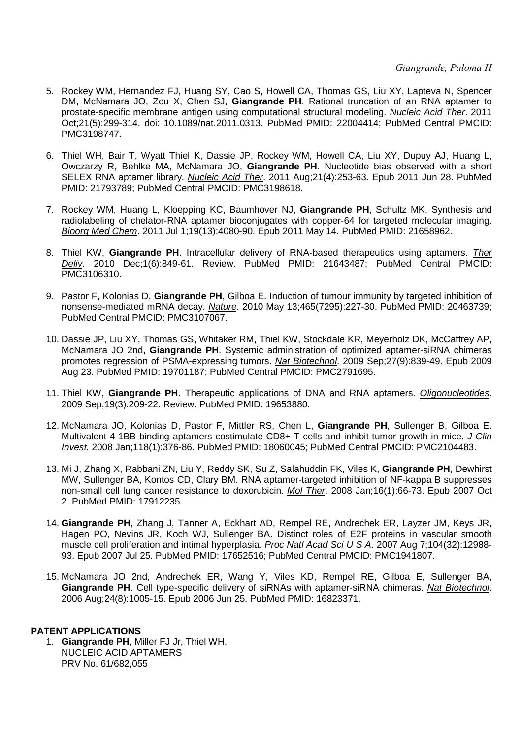5. Rockey WM, Hernandez FJ, Huang SY, Cao S, Howell CA, Thomas GS, Liu XY, Lapteva N, Spencer DM, McNamara JO, Zou X, Chen SJ, **Giangrande PH**. Rational truncation of an RNA aptamer to prostate-specific membrane antigen using computational structural modeling. *Nucleic Acid Ther*. 2011 Oct;21(5):299-314. doi: 10.1089/nat.2011.0313. PubMed PMID: 22004414; PubMed Central PMCID: PMC3198747.

6. Thiel WH, Bair T, Wyatt Thiel K, Dassie JP, Rockey WM, Howell CA, Liu XY, Dupuy AJ, Huang L, Owczarzy R, Behlke MA, McNamara JO, **Giangrande PH**. Nucleotide bias observed with a short SELEX RNA aptamer library. *Nucleic Acid Ther*. 2011 Aug;21(4):253-63. Epub 2011 Jun 28. PubMed PMID: 21793789; PubMed Central PMCID: PMC3198618.

7. Rockey WM, Huang L, Kloepping KC, Baumhover NJ, **Giangrande PH**, Schultz MK. Synthesis and radiolabeling of chelator-RNA aptamer bioconjugates with copper-64 for targeted molecular imaging. *Bioorg Med Chem*. 2011 Jul 1;19(13):4080-90. Epub 2011 May 14. PubMed PMID: 21658962.

8. Thiel KW, **Giangrande PH**. Intracellular delivery of RNA-based therapeutics using aptamers. *Ther Deliv*. 2010 Dec;1(6):849-61. Review. PubMed PMID: 21643487; PubMed Central PMCID: PMC3106310.

9. Pastor F, Kolonias D, **Giangrande PH**, Gilboa E. Induction of tumour immunity by targeted inhibition of nonsense-mediated mRNA decay. *Nature*. 2010 May 13;465(7295):227-30. PubMed PMID: 20463739; PubMed Central PMCID: PMC3107067.

10. Dassie JP, Liu XY, Thomas GS, Whitaker RM, Thiel KW, Stockdale KR, Meyerholz DK, McCaffrey AP, McNamara JO 2nd, **Giangrande PH**. Systemic administration of optimized aptamer-siRNA chimeras promotes regression of PSMA-expressing tumors. *Nat Biotechnol*. 2009 Sep;27(9):839-49. Epub 2009 Aug 23. PubMed PMID: 19701187; PubMed Central PMCID: PMC2791695.

11. Thiel KW, **Giangrande PH**. Therapeutic applications of DNA and RNA aptamers. *Oligonucleotides*. 2009 Sep;19(3):209-22. Review. PubMed PMID: 19653880.

12. McNamara JO, Kolonias D, Pastor F, Mittler RS, Chen L, **Giangrande PH**, Sullenger B, Gilboa E. Multivalent 4-1BB binding aptamers costimulate CD8+ T cells and inhibit tumor growth in mice. *J Clin Invest*. 2008 Jan;118(1):376-86. PubMed PMID: 18060045; PubMed Central PMCID: PMC2104483.

13. Mi J, Zhang X, Rabbani ZN, Liu Y, Reddy SK, Su Z, Salahuddin FK, Viles K, **Giangrande PH**, Dewhirst MW, Sullenger BA, Kontos CD, Clary BM. RNA aptamer-targeted inhibition of NF-kappa B suppresses non-small cell lung cancer resistance to doxorubicin. *Mol Ther*. 2008 Jan;16(1):66-73. Epub 2007 Oct 2. PubMed PMID: 17912235.

14. **Giangrande PH**, Zhang J, Tanner A, Eckhart AD, Rempel RE, Andrechek ER, Layzer JM, Keys JR, Hagen PO, Nevins JR, Koch WJ, Sullenger BA. Distinct roles of E2F proteins in vascular smooth muscle cell proliferation and intimal hyperplasia. *Proc Natl Acad Sci U S A*. 2007 Aug 7;104(32):12988-93. Epub 2007 Jul 25. PubMed PMID: 17652516; PubMed Central PMCID: PMC1941807.

15. McNamara JO 2nd, Andrechek ER, Wang Y, Viles KD, Rempel RE, Gilboa E, Sullenger BA, **Giangrande PH**. Cell type-specific delivery of siRNAs with aptamer-siRNA chimeras. *Nat Biotechnol*. 2006 Aug;24(8):1005-15. Epub 2006 Jun 25. PubMed PMID: 16823371.

## PATENT APPLICATIONS

1. **Giangrande PH**, Miller FJ Jr, Thiel WH.
   NUCLEIC ACID APTAMERS
   PRV No. 61/682,055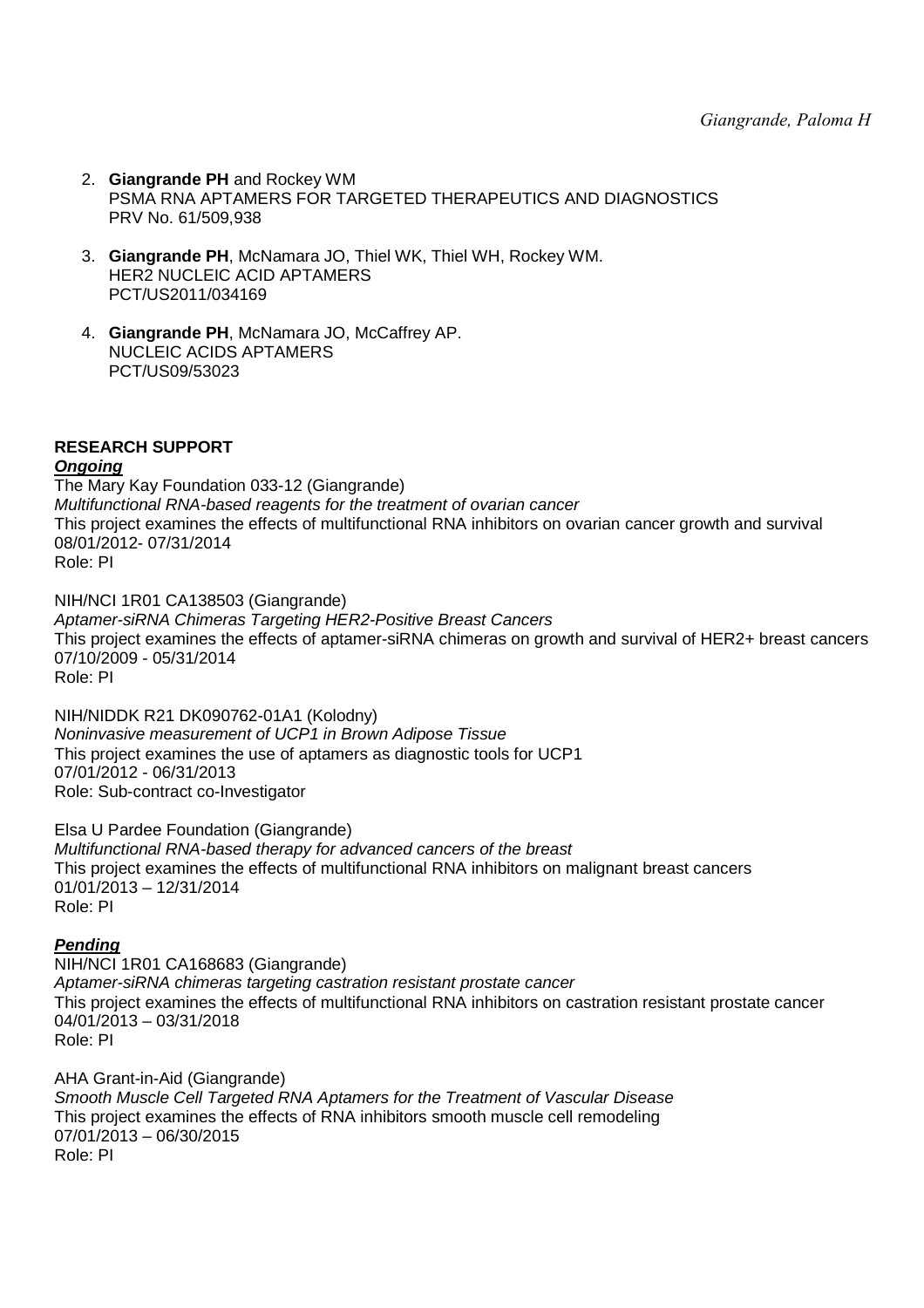2. **Giangrande PH** and Rockey WM
   PSMA RNA APTAMERS FOR TARGETED THERAPEUTICS AND DIAGNOSTICS
   PRV No. 61/509,938

3. **Giangrande PH**, McNamara JO, Thiel WK, Thiel WH, Rockey WM.
   HER2 NUCLEIC ACID APTAMERS
   PCT/US2011/034169

4. **Giangrande PH**, McNamara JO, McCaffrey AP.
   NUCLEIC ACIDS APTAMERS
   PCT/US09/53023

**RESEARCH SUPPORT**

***Ongoing***

The Mary Kay Foundation 033-12 (Giangrande)
*Multifunctional RNA-based reagents for the treatment of ovarian cancer*
This project examines the effects of multifunctional RNA inhibitors on ovarian cancer growth and survival
08/01/2012- 07/31/2014
Role: PI

NIH/NCI 1R01 CA138503 (Giangrande)
*Aptamer-siRNA Chimeras Targeting HER2-Positive Breast Cancers*
This project examines the effects of aptamer-siRNA chimeras on growth and survival of HER2+ breast cancers
07/10/2009 - 05/31/2014
Role: PI

NIH/NIDDK R21 DK090762-01A1 (Kolodny)
*Noninvasive measurement of UCP1 in Brown Adipose Tissue*
This project examines the use of aptamers as diagnostic tools for UCP1
07/01/2012 - 06/31/2013
Role: Sub-contract co-Investigator

Elsa U Pardee Foundation (Giangrande)
*Multifunctional RNA-based therapy for advanced cancers of the breast*
This project examines the effects of multifunctional RNA inhibitors on malignant breast cancers
01/01/2013 – 12/31/2014
Role: PI

***Pending***

NIH/NCI 1R01 CA168683 (Giangrande)
*Aptamer-siRNA chimeras targeting castration resistant prostate cancer*
This project examines the effects of multifunctional RNA inhibitors on castration resistant prostate cancer
04/01/2013 – 03/31/2018
Role: PI

AHA Grant-in-Aid (Giangrande)
*Smooth Muscle Cell Targeted RNA Aptamers for the Treatment of Vascular Disease*
This project examines the effects of RNA inhibitors smooth muscle cell remodeling
07/01/2013 – 06/30/2015
Role: PI